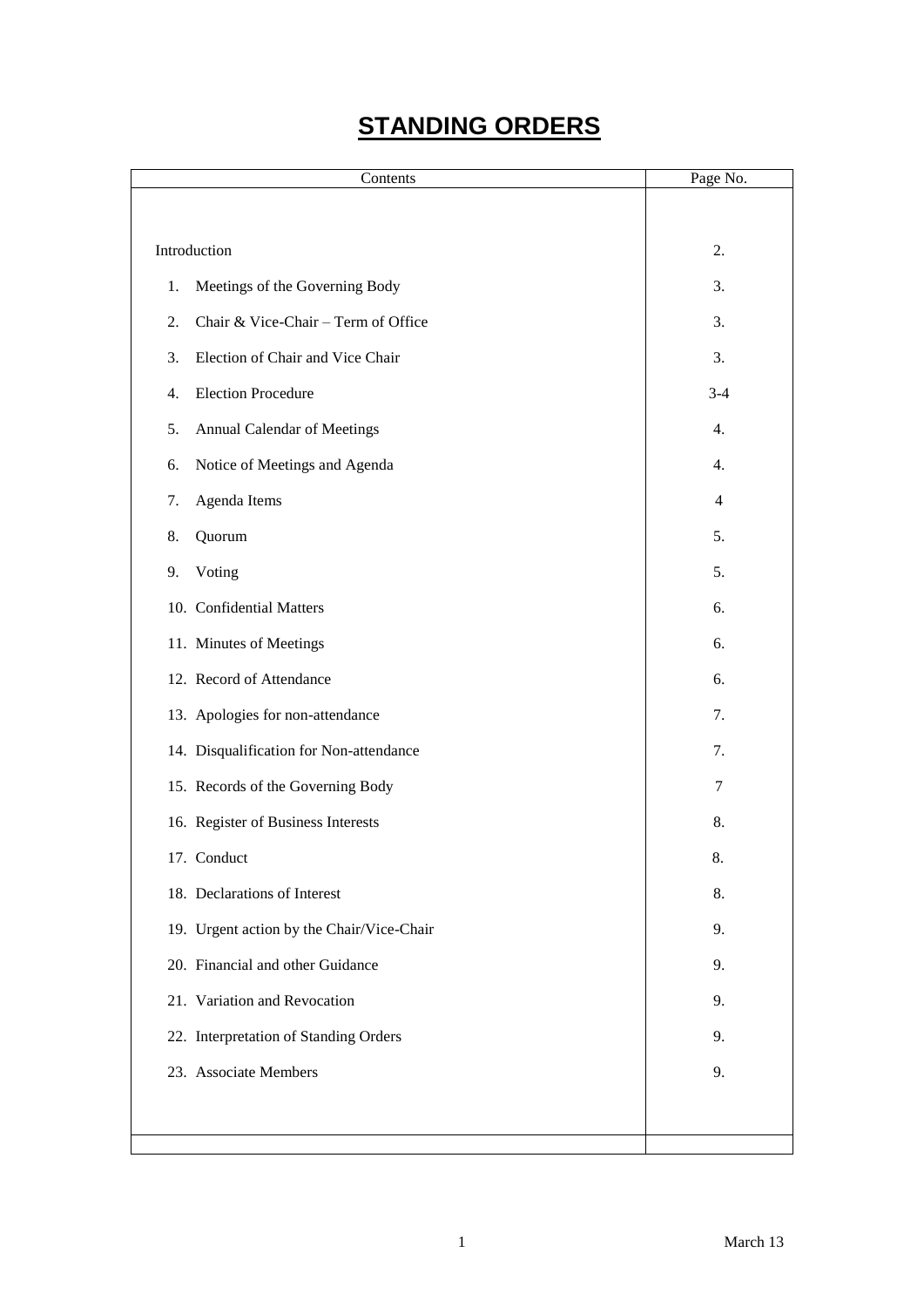# STANDING ORDERS

| Contents | Page No. |
|---|---|
| Introduction | 2. |
| 1. Meetings of the Governing Body | 3. |
| 2. Chair & Vice-Chair – Term of Office | 3. |
| 3. Election of Chair and Vice Chair | 3. |
| 4. Election Procedure | 3-4 |
| 5. Annual Calendar of Meetings | 4. |
| 6. Notice of Meetings and Agenda | 4. |
| 7. Agenda Items | 4 |
| 8. Quorum | 5. |
| 9. Voting | 5. |
| 10. Confidential Matters | 6. |
| 11. Minutes of Meetings | 6. |
| 12. Record of Attendance | 6. |
| 13. Apologies for non-attendance | 7. |
| 14. Disqualification for Non-attendance | 7. |
| 15. Records of the Governing Body | 7 |
| 16. Register of Business Interests | 8. |
| 17. Conduct | 8. |
| 18. Declarations of Interest | 8. |
| 19. Urgent action by the Chair/Vice-Chair | 9. |
| 20. Financial and other Guidance | 9. |
| 21. Variation and Revocation | 9. |
| 22. Interpretation of Standing Orders | 9. |
| 23. Associate Members | 9. |

March 13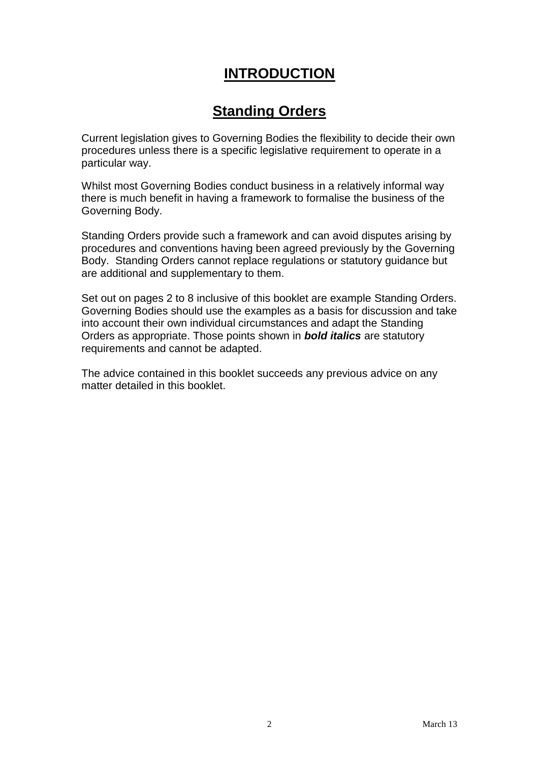# INTRODUCTION

## Standing Orders

Current legislation gives to Governing Bodies the flexibility to decide their own procedures unless there is a specific legislative requirement to operate in a particular way.

Whilst most Governing Bodies conduct business in a relatively informal way there is much benefit in having a framework to formalise the business of the Governing Body.

Standing Orders provide such a framework and can avoid disputes arising by procedures and conventions having been agreed previously by the Governing Body. Standing Orders cannot replace regulations or statutory guidance but are additional and supplementary to them.

Set out on pages 2 to 8 inclusive of this booklet are example Standing Orders. Governing Bodies should use the examples as a basis for discussion and take into account their own individual circumstances and adapt the Standing Orders as appropriate. Those points shown in ***bold italics*** are statutory requirements and cannot be adapted.

The advice contained in this booklet succeeds any previous advice on any matter detailed in this booklet.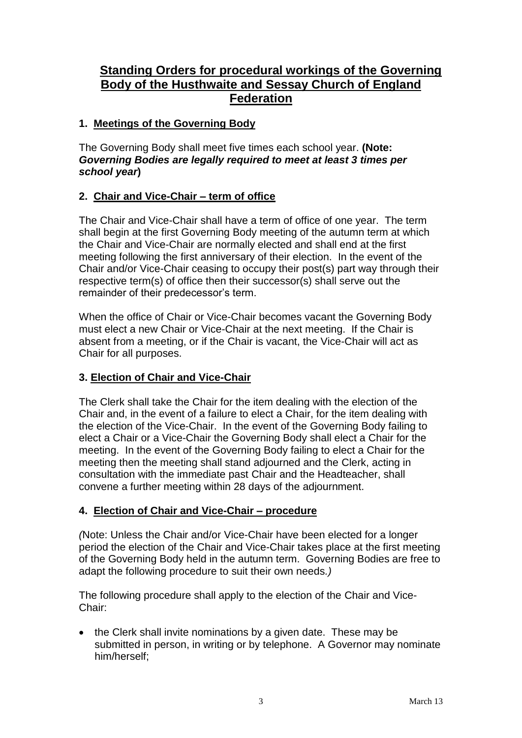# Standing Orders for procedural workings of the Governing Body of the Husthwaite and Sessay Church of England Federation

## 1. Meetings of the Governing Body

The Governing Body shall meet five times each school year. **(Note: *Governing Bodies are legally required to meet at least 3 times per school year*)**

## 2. Chair and Vice-Chair – term of office

The Chair and Vice-Chair shall have a term of office of one year. The term shall begin at the first Governing Body meeting of the autumn term at which the Chair and Vice-Chair are normally elected and shall end at the first meeting following the first anniversary of their election. In the event of the Chair and/or Vice-Chair ceasing to occupy their post(s) part way through their respective term(s) of office then their successor(s) shall serve out the remainder of their predecessor's term.

When the office of Chair or Vice-Chair becomes vacant the Governing Body must elect a new Chair or Vice-Chair at the next meeting. If the Chair is absent from a meeting, or if the Chair is vacant, the Vice-Chair will act as Chair for all purposes.

## 3. Election of Chair and Vice-Chair

The Clerk shall take the Chair for the item dealing with the election of the Chair and, in the event of a failure to elect a Chair, for the item dealing with the election of the Vice-Chair. In the event of the Governing Body failing to elect a Chair or a Vice-Chair the Governing Body shall elect a Chair for the meeting. In the event of the Governing Body failing to elect a Chair for the meeting then the meeting shall stand adjourned and the Clerk, acting in consultation with the immediate past Chair and the Headteacher, shall convene a further meeting within 28 days of the adjournment.

## 4. Election of Chair and Vice-Chair – procedure

*(*Note: Unless the Chair and/or Vice-Chair have been elected for a longer period the election of the Chair and Vice-Chair takes place at the first meeting of the Governing Body held in the autumn term. Governing Bodies are free to adapt the following procedure to suit their own needs*.)*

The following procedure shall apply to the election of the Chair and Vice-Chair:

- the Clerk shall invite nominations by a given date. These may be submitted in person, in writing or by telephone. A Governor may nominate him/herself;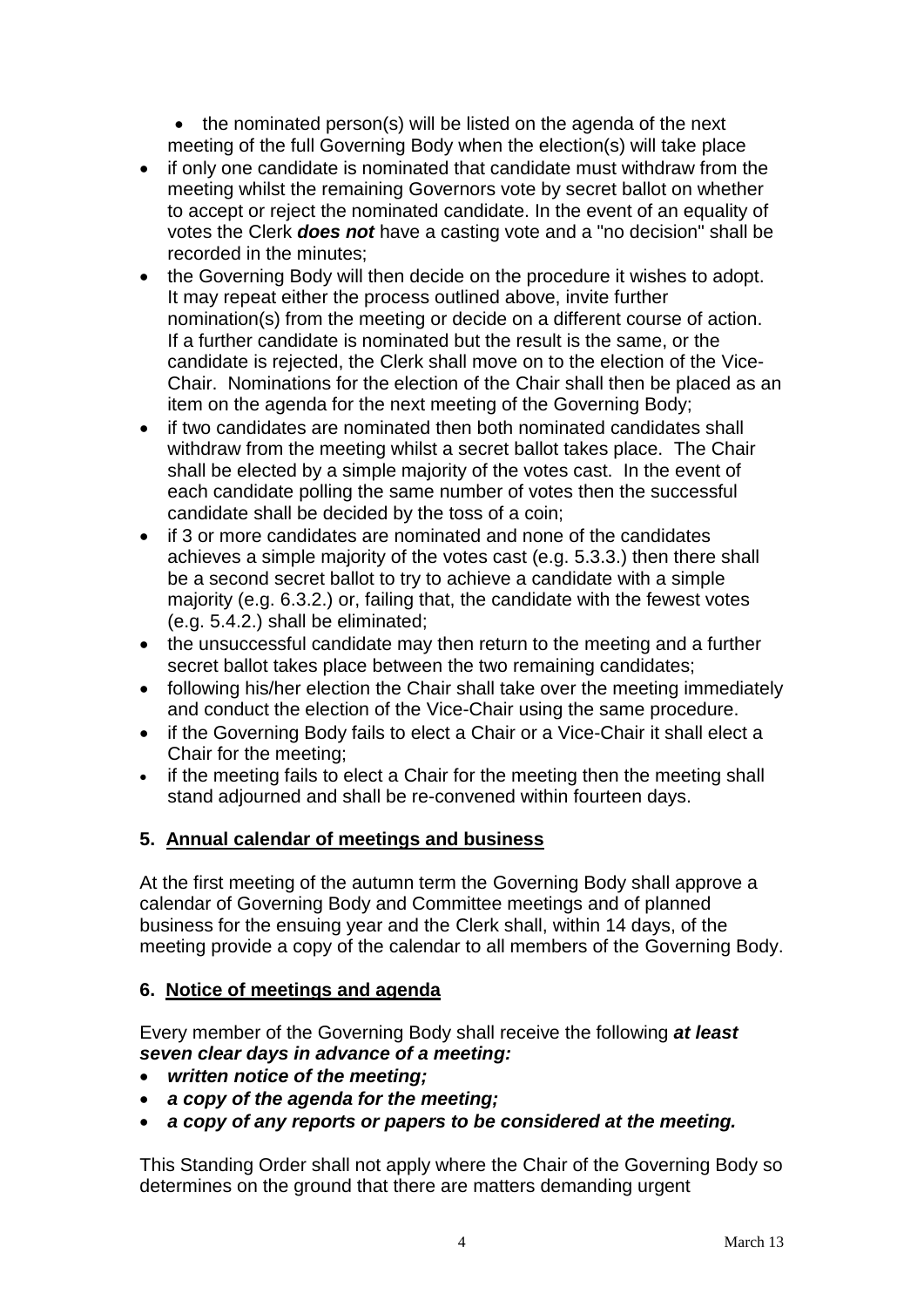- the nominated person(s) will be listed on the agenda of the next meeting of the full Governing Body when the election(s) will take place

- if only one candidate is nominated that candidate must withdraw from the meeting whilst the remaining Governors vote by secret ballot on whether to accept or reject the nominated candidate. In the event of an equality of votes the Clerk ***does not*** have a casting vote and a "no decision" shall be recorded in the minutes;
- the Governing Body will then decide on the procedure it wishes to adopt. It may repeat either the process outlined above, invite further nomination(s) from the meeting or decide on a different course of action. If a further candidate is nominated but the result is the same, or the candidate is rejected, the Clerk shall move on to the election of the Vice-Chair. Nominations for the election of the Chair shall then be placed as an item on the agenda for the next meeting of the Governing Body;
- if two candidates are nominated then both nominated candidates shall withdraw from the meeting whilst a secret ballot takes place. The Chair shall be elected by a simple majority of the votes cast. In the event of each candidate polling the same number of votes then the successful candidate shall be decided by the toss of a coin;
- if 3 or more candidates are nominated and none of the candidates achieves a simple majority of the votes cast (e.g. 5.3.3.) then there shall be a second secret ballot to try to achieve a candidate with a simple majority (e.g. 6.3.2.) or, failing that, the candidate with the fewest votes (e.g. 5.4.2.) shall be eliminated;
- the unsuccessful candidate may then return to the meeting and a further secret ballot takes place between the two remaining candidates;
- following his/her election the Chair shall take over the meeting immediately and conduct the election of the Vice-Chair using the same procedure.
- if the Governing Body fails to elect a Chair or a Vice-Chair it shall elect a Chair for the meeting;
- if the meeting fails to elect a Chair for the meeting then the meeting shall stand adjourned and shall be re-convened within fourteen days.

## 5. Annual calendar of meetings and business

At the first meeting of the autumn term the Governing Body shall approve a calendar of Governing Body and Committee meetings and of planned business for the ensuing year and the Clerk shall, within 14 days, of the meeting provide a copy of the calendar to all members of the Governing Body.

## 6. Notice of meetings and agenda

Every member of the Governing Body shall receive the following ***at least seven clear days in advance of a meeting:***

- ***written notice of the meeting;***
- ***a copy of the agenda for the meeting;***
- ***a copy of any reports or papers to be considered at the meeting.***

This Standing Order shall not apply where the Chair of the Governing Body so determines on the ground that there are matters demanding urgent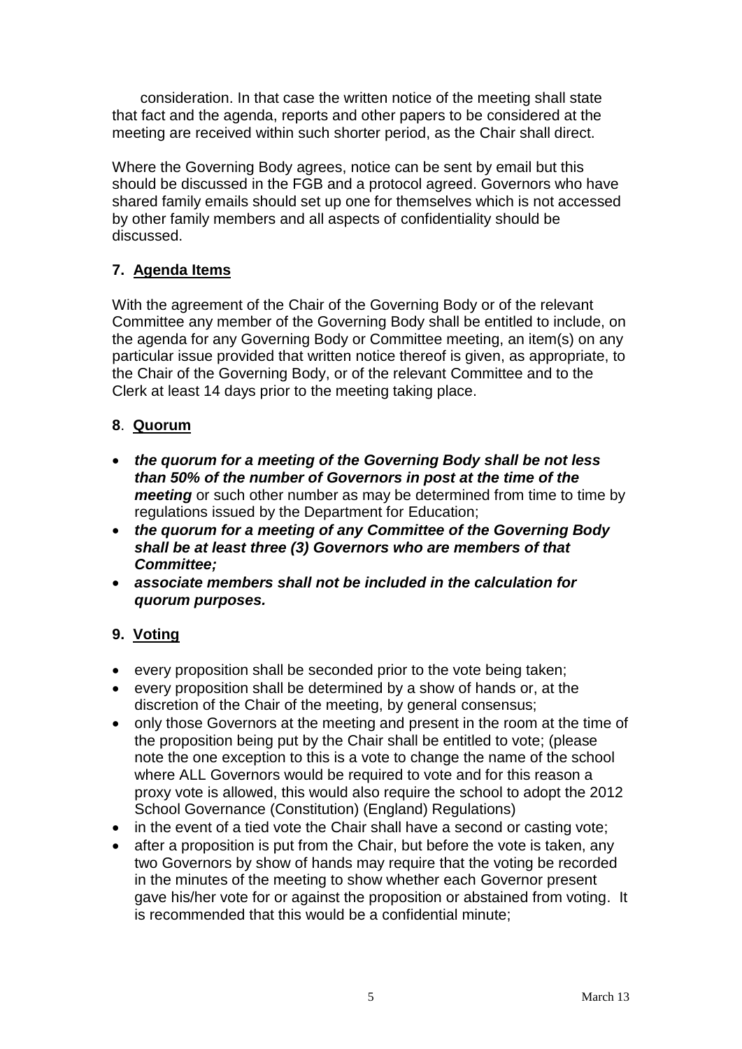consideration. In that case the written notice of the meeting shall state that fact and the agenda, reports and other papers to be considered at the meeting are received within such shorter period, as the Chair shall direct.

Where the Governing Body agrees, notice can be sent by email but this should be discussed in the FGB and a protocol agreed. Governors who have shared family emails should set up one for themselves which is not accessed by other family members and all aspects of confidentiality should be discussed.

## 7. Agenda Items

With the agreement of the Chair of the Governing Body or of the relevant Committee any member of the Governing Body shall be entitled to include, on the agenda for any Governing Body or Committee meeting, an item(s) on any particular issue provided that written notice thereof is given, as appropriate, to the Chair of the Governing Body, or of the relevant Committee and to the Clerk at least 14 days prior to the meeting taking place.

## 8. Quorum

- ***the quorum for a meeting of the Governing Body shall be not less than 50% of the number of Governors in post at the time of the meeting*** or such other number as may be determined from time to time by regulations issued by the Department for Education;
- ***the quorum for a meeting of any Committee of the Governing Body shall be at least three (3) Governors who are members of that Committee;***
- ***associate members shall not be included in the calculation for quorum purposes.***

## 9. Voting

- every proposition shall be seconded prior to the vote being taken;
- every proposition shall be determined by a show of hands or, at the discretion of the Chair of the meeting, by general consensus;
- only those Governors at the meeting and present in the room at the time of the proposition being put by the Chair shall be entitled to vote; (please note the one exception to this is a vote to change the name of the school where ALL Governors would be required to vote and for this reason a proxy vote is allowed, this would also require the school to adopt the 2012 School Governance (Constitution) (England) Regulations)
- in the event of a tied vote the Chair shall have a second or casting vote;
- after a proposition is put from the Chair, but before the vote is taken, any two Governors by show of hands may require that the voting be recorded in the minutes of the meeting to show whether each Governor present gave his/her vote for or against the proposition or abstained from voting. It is recommended that this would be a confidential minute;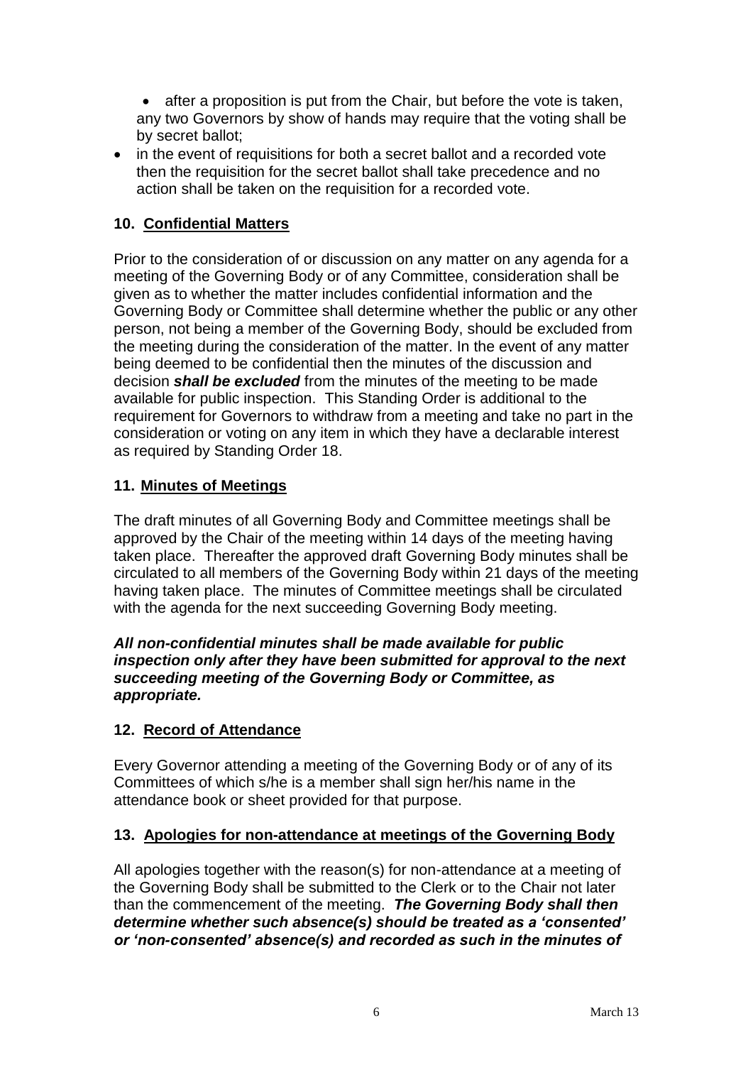- after a proposition is put from the Chair, but before the vote is taken, any two Governors by show of hands may require that the voting shall be by secret ballot;
- in the event of requisitions for both a secret ballot and a recorded vote then the requisition for the secret ballot shall take precedence and no action shall be taken on the requisition for a recorded vote.

## 10. Confidential Matters

Prior to the consideration of or discussion on any matter on any agenda for a meeting of the Governing Body or of any Committee, consideration shall be given as to whether the matter includes confidential information and the Governing Body or Committee shall determine whether the public or any other person, not being a member of the Governing Body, should be excluded from the meeting during the consideration of the matter. In the event of any matter being deemed to be confidential then the minutes of the discussion and decision ***shall be excluded*** from the minutes of the meeting to be made available for public inspection. This Standing Order is additional to the requirement for Governors to withdraw from a meeting and take no part in the consideration or voting on any item in which they have a declarable interest as required by Standing Order 18.

## 11. Minutes of Meetings

The draft minutes of all Governing Body and Committee meetings shall be approved by the Chair of the meeting within 14 days of the meeting having taken place. Thereafter the approved draft Governing Body minutes shall be circulated to all members of the Governing Body within 21 days of the meeting having taken place. The minutes of Committee meetings shall be circulated with the agenda for the next succeeding Governing Body meeting.

***All non-confidential minutes shall be made available for public inspection only after they have been submitted for approval to the next succeeding meeting of the Governing Body or Committee, as appropriate.***

## 12. Record of Attendance

Every Governor attending a meeting of the Governing Body or of any of its Committees of which s/he is a member shall sign her/his name in the attendance book or sheet provided for that purpose.

## 13. Apologies for non-attendance at meetings of the Governing Body

All apologies together with the reason(s) for non-attendance at a meeting of the Governing Body shall be submitted to the Clerk or to the Chair not later than the commencement of the meeting. ***The Governing Body shall then determine whether such absence(s) should be treated as a 'consented' or 'non-consented' absence(s) and recorded as such in the minutes of***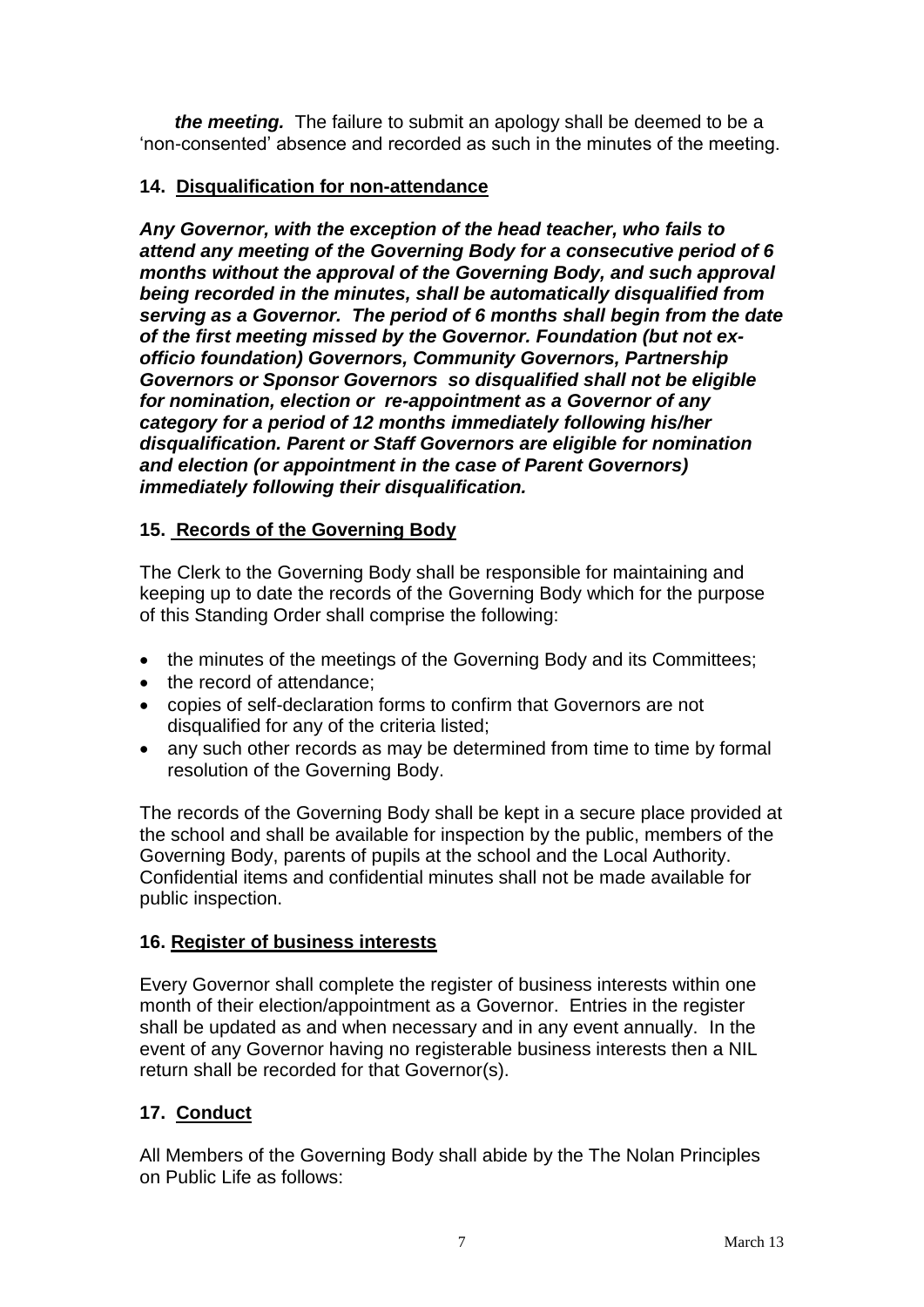***the meeting.*** The failure to submit an apology shall be deemed to be a 'non-consented' absence and recorded as such in the minutes of the meeting.

## 14. Disqualification for non-attendance

***Any Governor, with the exception of the head teacher, who fails to attend any meeting of the Governing Body for a consecutive period of 6 months without the approval of the Governing Body, and such approval being recorded in the minutes, shall be automatically disqualified from serving as a Governor. The period of 6 months shall begin from the date of the first meeting missed by the Governor. Foundation (but not ex-officio foundation) Governors, Community Governors, Partnership Governors or Sponsor Governors so disqualified shall not be eligible for nomination, election or re-appointment as a Governor of any category for a period of 12 months immediately following his/her disqualification. Parent or Staff Governors are eligible for nomination and election (or appointment in the case of Parent Governors) immediately following their disqualification.***

## 15. Records of the Governing Body

The Clerk to the Governing Body shall be responsible for maintaining and keeping up to date the records of the Governing Body which for the purpose of this Standing Order shall comprise the following:

- the minutes of the meetings of the Governing Body and its Committees;
- the record of attendance;
- copies of self-declaration forms to confirm that Governors are not disqualified for any of the criteria listed;
- any such other records as may be determined from time to time by formal resolution of the Governing Body.

The records of the Governing Body shall be kept in a secure place provided at the school and shall be available for inspection by the public, members of the Governing Body, parents of pupils at the school and the Local Authority. Confidential items and confidential minutes shall not be made available for public inspection.

## 16. Register of business interests

Every Governor shall complete the register of business interests within one month of their election/appointment as a Governor. Entries in the register shall be updated as and when necessary and in any event annually. In the event of any Governor having no registerable business interests then a NIL return shall be recorded for that Governor(s).

## 17. Conduct

All Members of the Governing Body shall abide by the The Nolan Principles on Public Life as follows: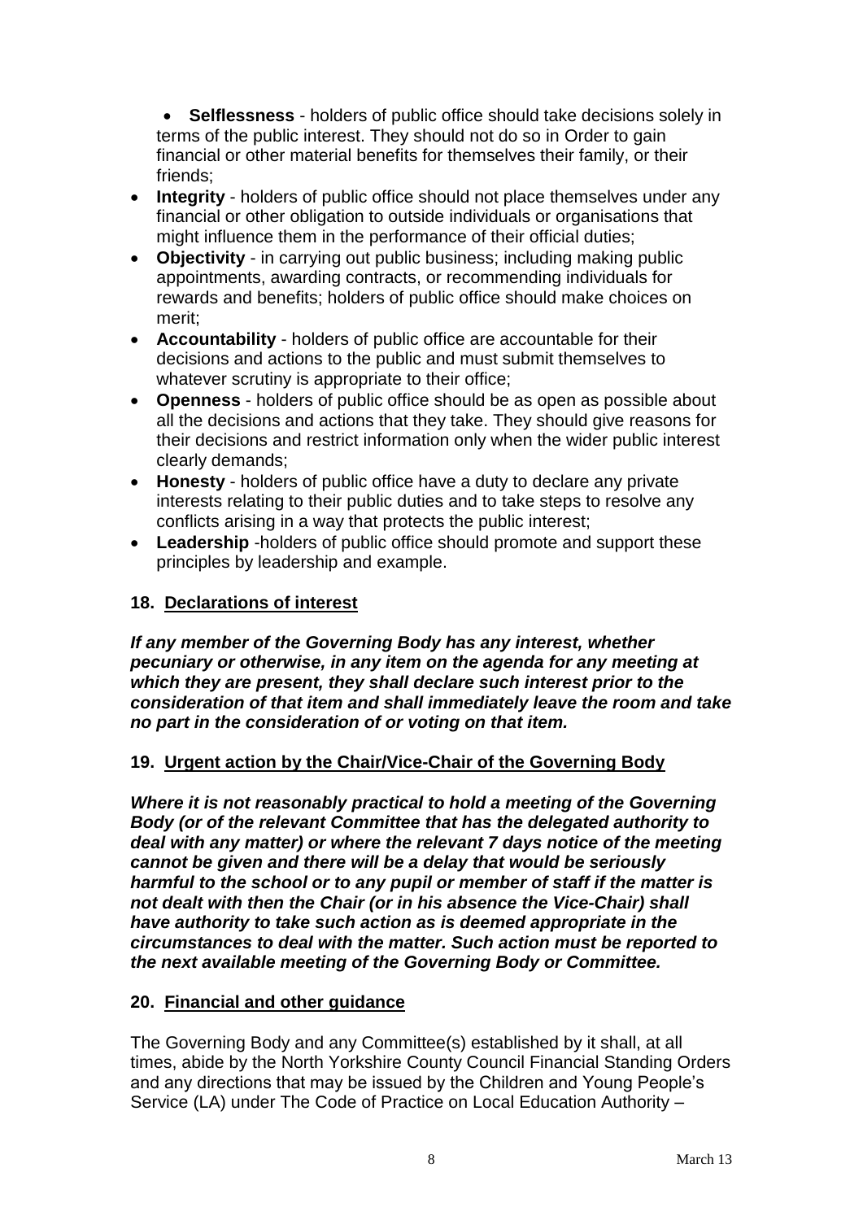- **Selflessness** - holders of public office should take decisions solely in terms of the public interest. They should not do so in Order to gain financial or other material benefits for themselves their family, or their friends;
- **Integrity** - holders of public office should not place themselves under any financial or other obligation to outside individuals or organisations that might influence them in the performance of their official duties;
- **Objectivity** - in carrying out public business; including making public appointments, awarding contracts, or recommending individuals for rewards and benefits; holders of public office should make choices on merit;
- **Accountability** - holders of public office are accountable for their decisions and actions to the public and must submit themselves to whatever scrutiny is appropriate to their office;
- **Openness** - holders of public office should be as open as possible about all the decisions and actions that they take. They should give reasons for their decisions and restrict information only when the wider public interest clearly demands;
- **Honesty** - holders of public office have a duty to declare any private interests relating to their public duties and to take steps to resolve any conflicts arising in a way that protects the public interest;
- **Leadership** -holders of public office should promote and support these principles by leadership and example.

## 18. Declarations of interest

***If any member of the Governing Body has any interest, whether pecuniary or otherwise, in any item on the agenda for any meeting at which they are present, they shall declare such interest prior to the consideration of that item and shall immediately leave the room and take no part in the consideration of or voting on that item.***

## 19. Urgent action by the Chair/Vice-Chair of the Governing Body

***Where it is not reasonably practical to hold a meeting of the Governing Body (or of the relevant Committee that has the delegated authority to deal with any matter) or where the relevant 7 days notice of the meeting cannot be given and there will be a delay that would be seriously harmful to the school or to any pupil or member of staff if the matter is not dealt with then the Chair (or in his absence the Vice-Chair) shall have authority to take such action as is deemed appropriate in the circumstances to deal with the matter. Such action must be reported to the next available meeting of the Governing Body or Committee.***

## 20. Financial and other guidance

The Governing Body and any Committee(s) established by it shall, at all times, abide by the North Yorkshire County Council Financial Standing Orders and any directions that may be issued by the Children and Young People's Service (LA) under The Code of Practice on Local Education Authority –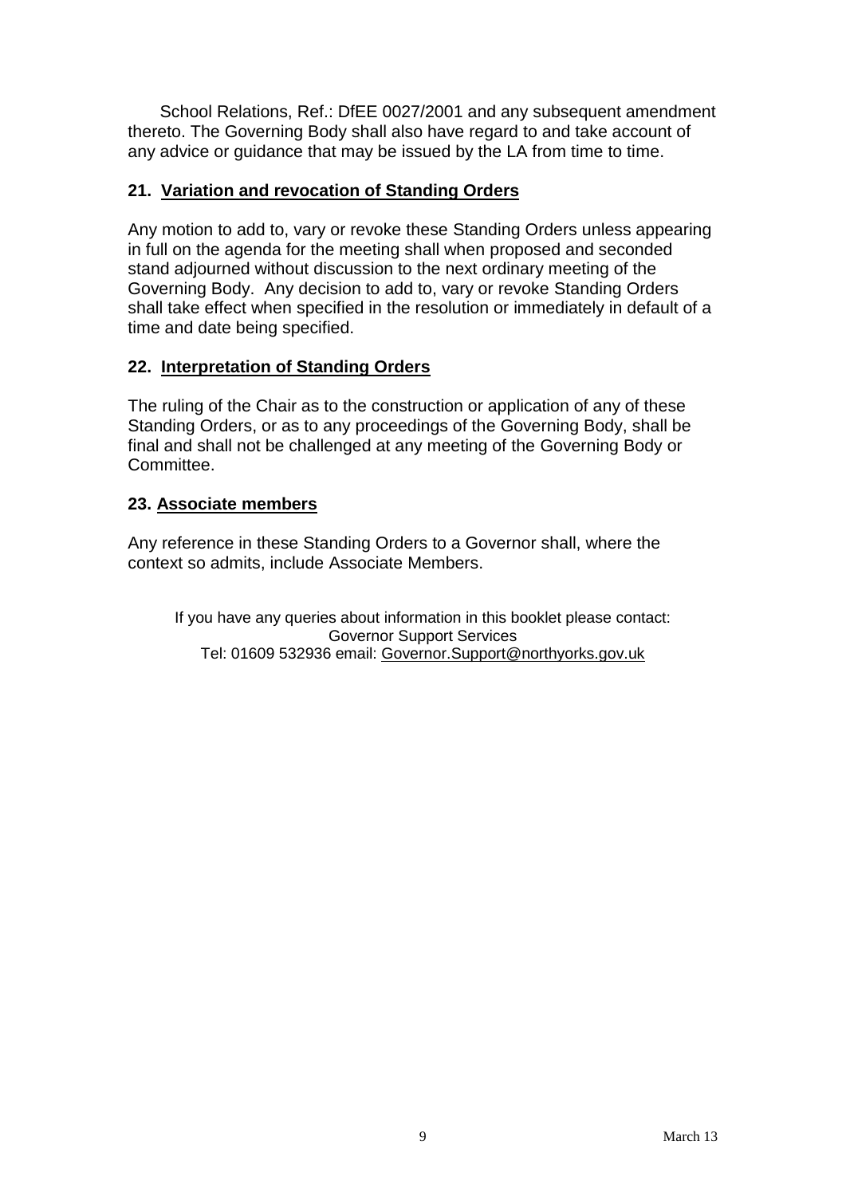School Relations, Ref.: DfEE 0027/2001 and any subsequent amendment thereto. The Governing Body shall also have regard to and take account of any advice or guidance that may be issued by the LA from time to time.

## 21. Variation and revocation of Standing Orders

Any motion to add to, vary or revoke these Standing Orders unless appearing in full on the agenda for the meeting shall when proposed and seconded stand adjourned without discussion to the next ordinary meeting of the Governing Body. Any decision to add to, vary or revoke Standing Orders shall take effect when specified in the resolution or immediately in default of a time and date being specified.

## 22. Interpretation of Standing Orders

The ruling of the Chair as to the construction or application of any of these Standing Orders, or as to any proceedings of the Governing Body, shall be final and shall not be challenged at any meeting of the Governing Body or Committee.

## 23. Associate members

Any reference in these Standing Orders to a Governor shall, where the context so admits, include Associate Members.

If you have any queries about information in this booklet please contact:
Governor Support Services
Tel: 01609 532936 email: Governor.Support@northyorks.gov.uk